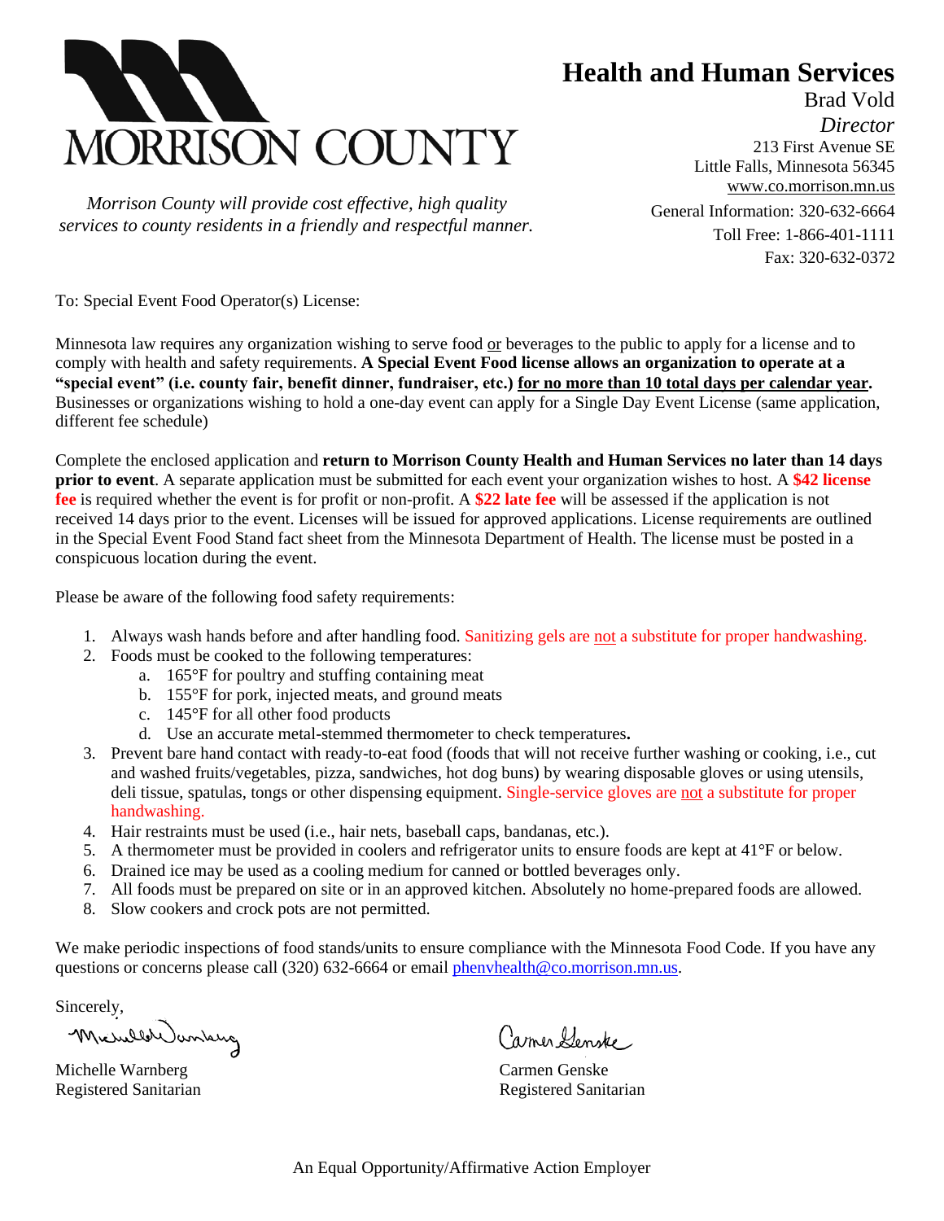# MORRISON COUNTY

*Morrison County will provide cost effective, high quality services to county residents in a friendly and respectful manner.*

## Health and Human Services

Brad Vold
*Director*
213 First Avenue SE
Little Falls, Minnesota 56345
www.co.morrison.mn.us
General Information: 320-632-6664
Toll Free: 1-866-401-1111
Fax: 320-632-0372

To: Special Event Food Operator(s) License:

Minnesota law requires any organization wishing to serve food or beverages to the public to apply for a license and to comply with health and safety requirements. **A Special Event Food license allows an organization to operate at a "special event" (i.e. county fair, benefit dinner, fundraiser, etc.) for no more than 10 total days per calendar year.** Businesses or organizations wishing to hold a one-day event can apply for a Single Day Event License (same application, different fee schedule)

Complete the enclosed application and **return to Morrison County Health and Human Services no later than 14 days prior to event**. A separate application must be submitted for each event your organization wishes to host. A **$42 license fee** is required whether the event is for profit or non-profit. A **$22 late fee** will be assessed if the application is not received 14 days prior to the event. Licenses will be issued for approved applications. License requirements are outlined in the Special Event Food Stand fact sheet from the Minnesota Department of Health. The license must be posted in a conspicuous location during the event.

Please be aware of the following food safety requirements:

1. Always wash hands before and after handling food. Sanitizing gels are not a substitute for proper handwashing.
2. Foods must be cooked to the following temperatures:
   a. 165°F for poultry and stuffing containing meat
   b. 155°F for pork, injected meats, and ground meats
   c. 145°F for all other food products
   d. Use an accurate metal-stemmed thermometer to check temperatures**.**
3. Prevent bare hand contact with ready-to-eat food (foods that will not receive further washing or cooking, i.e., cut and washed fruits/vegetables, pizza, sandwiches, hot dog buns) by wearing disposable gloves or using utensils, deli tissue, spatulas, tongs or other dispensing equipment. Single-service gloves are not a substitute for proper handwashing.
4. Hair restraints must be used (i.e., hair nets, baseball caps, bandanas, etc.).
5. A thermometer must be provided in coolers and refrigerator units to ensure foods are kept at 41°F or below.
6. Drained ice may be used as a cooling medium for canned or bottled beverages only.
7. All foods must be prepared on site or in an approved kitchen. Absolutely no home-prepared foods are allowed.
8. Slow cookers and crock pots are not permitted.

We make periodic inspections of food stands/units to ensure compliance with the Minnesota Food Code. If you have any questions or concerns please call (320) 632-6664 or email phenvhealth@co.morrison.mn.us.

Sincerely,

Michelle Warnberg
Registered Sanitarian

Carmen Genske
Registered Sanitarian

An Equal Opportunity/Affirmative Action Employer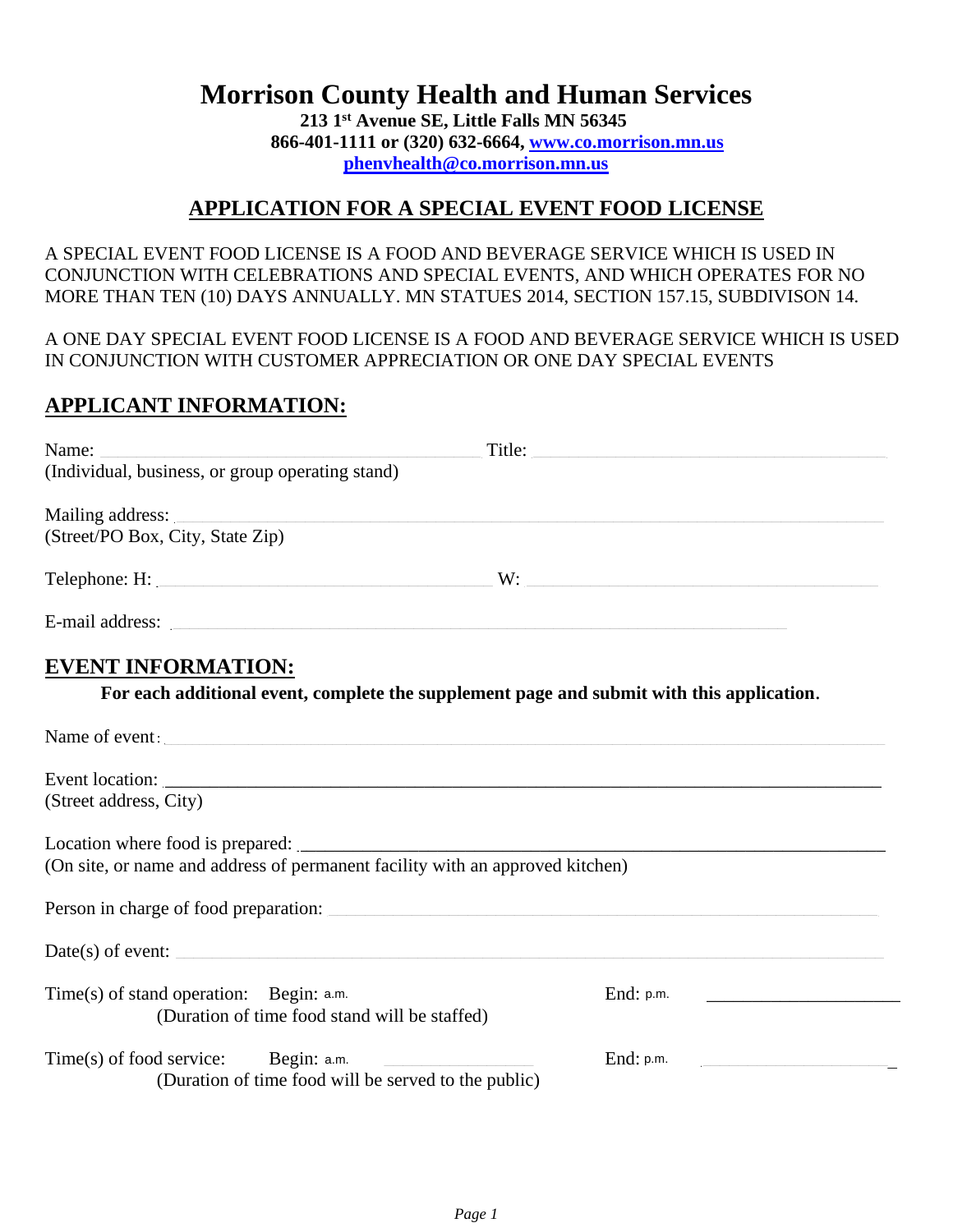# Morrison County Health and Human Services

**213 1st Avenue SE, Little Falls MN 56345**
**866-401-1111 or (320) 632-6664, [www.co.morrison.mn.us](http://www.co.morrison.mn.us)**
**[phenvhealth@co.morrison.mn.us](mailto:phenvhealth@co.morrison.mn.us)**

## APPLICATION FOR A SPECIAL EVENT FOOD LICENSE

A SPECIAL EVENT FOOD LICENSE IS A FOOD AND BEVERAGE SERVICE WHICH IS USED IN CONJUNCTION WITH CELEBRATIONS AND SPECIAL EVENTS, AND WHICH OPERATES FOR NO MORE THAN TEN (10) DAYS ANNUALLY. MN STATUES 2014, SECTION 157.15, SUBDIVISON 14.

A ONE DAY SPECIAL EVENT FOOD LICENSE IS A FOOD AND BEVERAGE SERVICE WHICH IS USED IN CONJUNCTION WITH CUSTOMER APPRECIATION OR ONE DAY SPECIAL EVENTS

## APPLICANT INFORMATION:

Name: ______________________________ Title: ______________________________
(Individual, business, or group operating stand)

Mailing address: ______________________________
(Street/PO Box, City, State Zip)

Telephone: H: ______________________________ W: ______________________________

E-mail address: ______________________________

## EVENT INFORMATION:

**For each additional event, complete the supplement page and submit with this application.**

Name of event: ______________________________

Event location: ______________________________
(Street address, City)

Location where food is prepared: ______________________________
(On site, or name and address of permanent facility with an approved kitchen)

Person in charge of food preparation: ______________________________

Date(s) of event: ______________________________

Time(s) of stand operation: Begin: a.m. ______________ End: p.m. ______________
(Duration of time food stand will be staffed)

Time(s) of food service: Begin: a.m. ______________ End: p.m. ______________
(Duration of time food will be served to the public)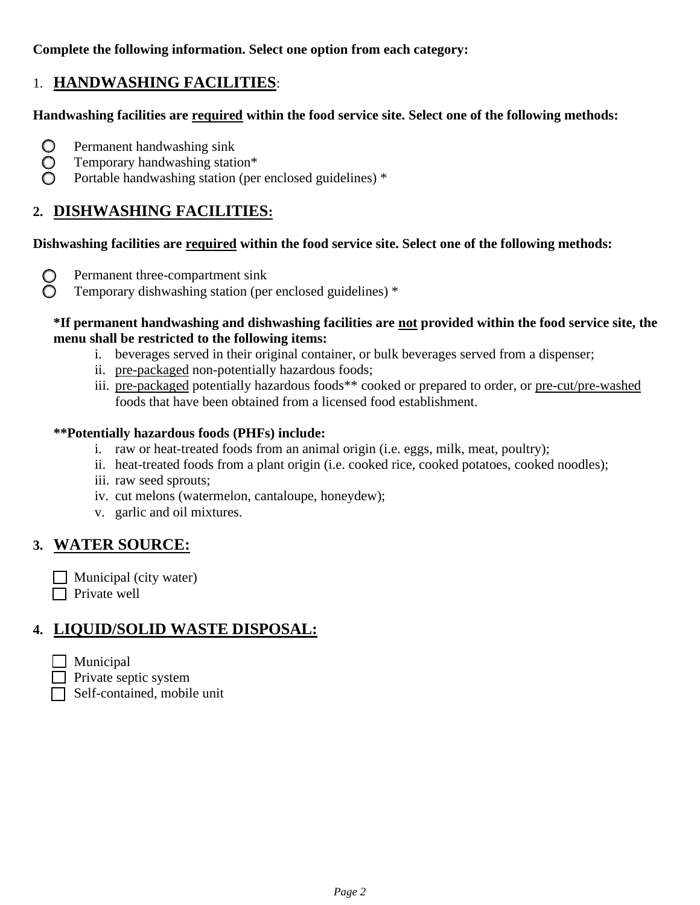**Complete the following information. Select one option from each category:**

## 1. HANDWASHING FACILITIES:

**Handwashing facilities are required within the food service site. Select one of the following methods:**

- ○ Permanent handwashing sink
- ○ Temporary handwashing station*
- ○ Portable handwashing station (per enclosed guidelines) *

## 2. DISHWASHING FACILITIES:

**Dishwashing facilities are required within the food service site. Select one of the following methods:**

- ○ Permanent three-compartment sink
- ○ Temporary dishwashing station (per enclosed guidelines) *

**\*If permanent handwashing and dishwashing facilities are not provided within the food service site, the menu shall be restricted to the following items:**

1. beverages served in their original container, or bulk beverages served from a dispenser;
2. pre-packaged non-potentially hazardous foods;
3. pre-packaged potentially hazardous foods** cooked or prepared to order, or pre-cut/pre-washed foods that have been obtained from a licensed food establishment.

**\*\*Potentially hazardous foods (PHFs) include:**

1. raw or heat-treated foods from an animal origin (i.e. eggs, milk, meat, poultry);
2. heat-treated foods from a plant origin (i.e. cooked rice, cooked potatoes, cooked noodles);
3. raw seed sprouts;
4. cut melons (watermelon, cantaloupe, honeydew);
5. garlic and oil mixtures.

## 3. WATER SOURCE:

- ☐ Municipal (city water)
- ☐ Private well

## 4. LIQUID/SOLID WASTE DISPOSAL:

- ☐ Municipal
- ☐ Private septic system
- ☐ Self-contained, mobile unit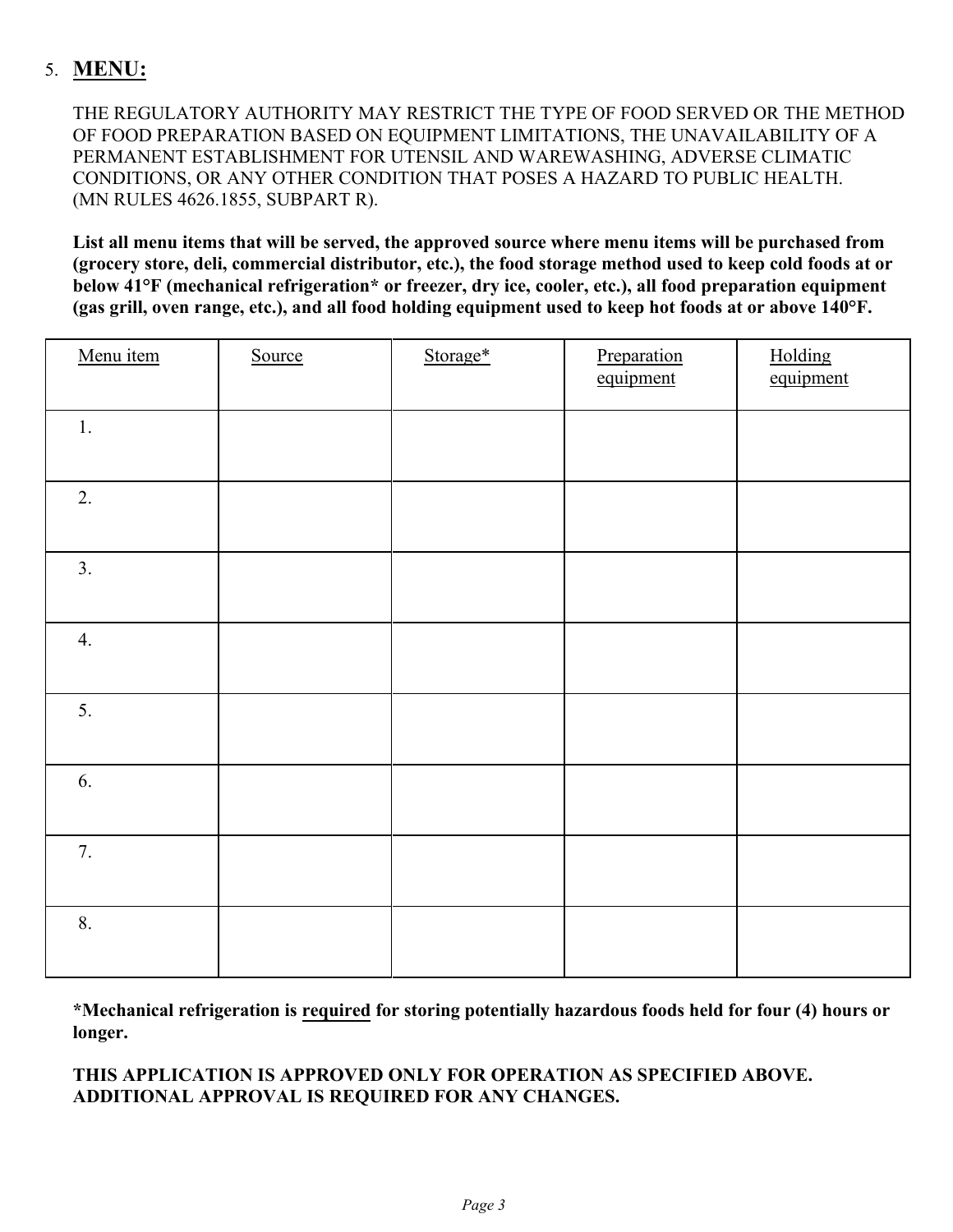## 5. MENU:

THE REGULATORY AUTHORITY MAY RESTRICT THE TYPE OF FOOD SERVED OR THE METHOD OF FOOD PREPARATION BASED ON EQUIPMENT LIMITATIONS, THE UNAVAILABILITY OF A PERMANENT ESTABLISHMENT FOR UTENSIL AND WAREWASHING, ADVERSE CLIMATIC CONDITIONS, OR ANY OTHER CONDITION THAT POSES A HAZARD TO PUBLIC HEALTH. (MN RULES 4626.1855, SUBPART R).

**List all menu items that will be served, the approved source where menu items will be purchased from (grocery store, deli, commercial distributor, etc.), the food storage method used to keep cold foods at or below 41°F (mechanical refrigeration* or freezer, dry ice, cooler, etc.), all food preparation equipment (gas grill, oven range, etc.), and all food holding equipment used to keep hot foods at or above 140°F.**

| Menu item | Source | Storage* | Preparation equipment | Holding equipment |
|---|---|---|---|---|
| 1. | | | | |
| 2. | | | | |
| 3. | | | | |
| 4. | | | | |
| 5. | | | | |
| 6. | | | | |
| 7. | | | | |
| 8. | | | | |

**\*Mechanical refrigeration is <u>required</u> for storing potentially hazardous foods held for four (4) hours or longer.**

**THIS APPLICATION IS APPROVED ONLY FOR OPERATION AS SPECIFIED ABOVE. ADDITIONAL APPROVAL IS REQUIRED FOR ANY CHANGES.**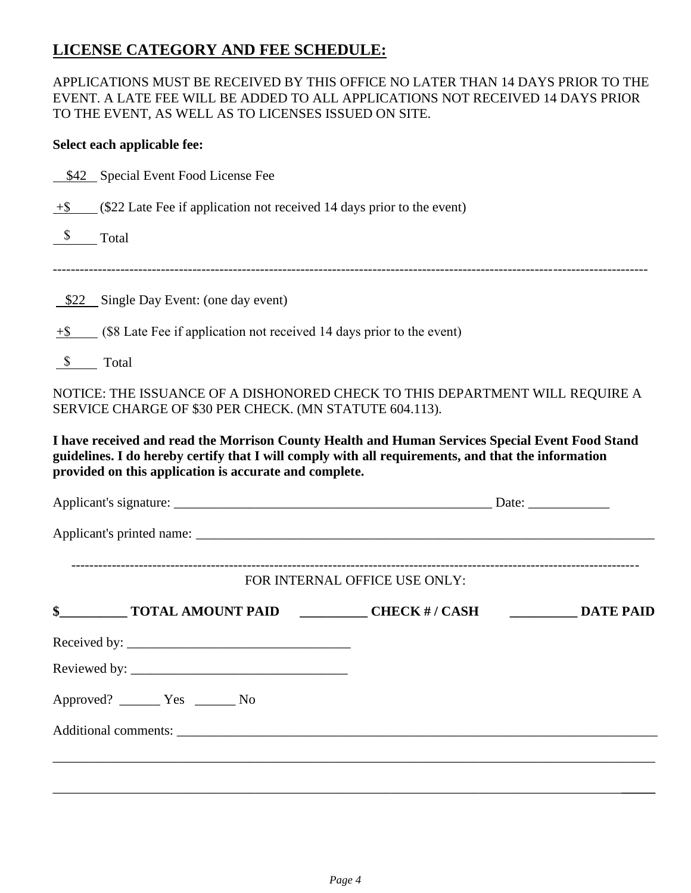## LICENSE CATEGORY AND FEE SCHEDULE:

APPLICATIONS MUST BE RECEIVED BY THIS OFFICE NO LATER THAN 14 DAYS PRIOR TO THE EVENT. A LATE FEE WILL BE ADDED TO ALL APPLICATIONS NOT RECEIVED 14 DAYS PRIOR TO THE EVENT, AS WELL AS TO LICENSES ISSUED ON SITE.

**Select each applicable fee:**

\$42 Special Event Food License Fee

+\$____ (\$22 Late Fee if application not received 14 days prior to the event)

\$____ Total

---

\$22 Single Day Event: (one day event)

+\$____ (\$8 Late Fee if application not received 14 days prior to the event)

\$____ Total

NOTICE: THE ISSUANCE OF A DISHONORED CHECK TO THIS DEPARTMENT WILL REQUIRE A SERVICE CHARGE OF \$30 PER CHECK. (MN STATUTE 604.113).

**I have received and read the Morrison County Health and Human Services Special Event Food Stand guidelines. I do hereby certify that I will comply with all requirements, and that the information provided on this application is accurate and complete.**

Applicant's signature: ______________________________________________ Date: ____________

Applicant's printed name: ______________________________________________________________

---

FOR INTERNAL OFFICE USE ONLY:

**\$__________ TOTAL AMOUNT PAID __________ CHECK # / CASH __________ DATE PAID**

Received by: _________________________________

Reviewed by: ________________________________

Approved? ______ Yes ______ No

Additional comments: ___________________________________________________________________

_________________________________________________________________________________________

_________________________________________________________________________________________